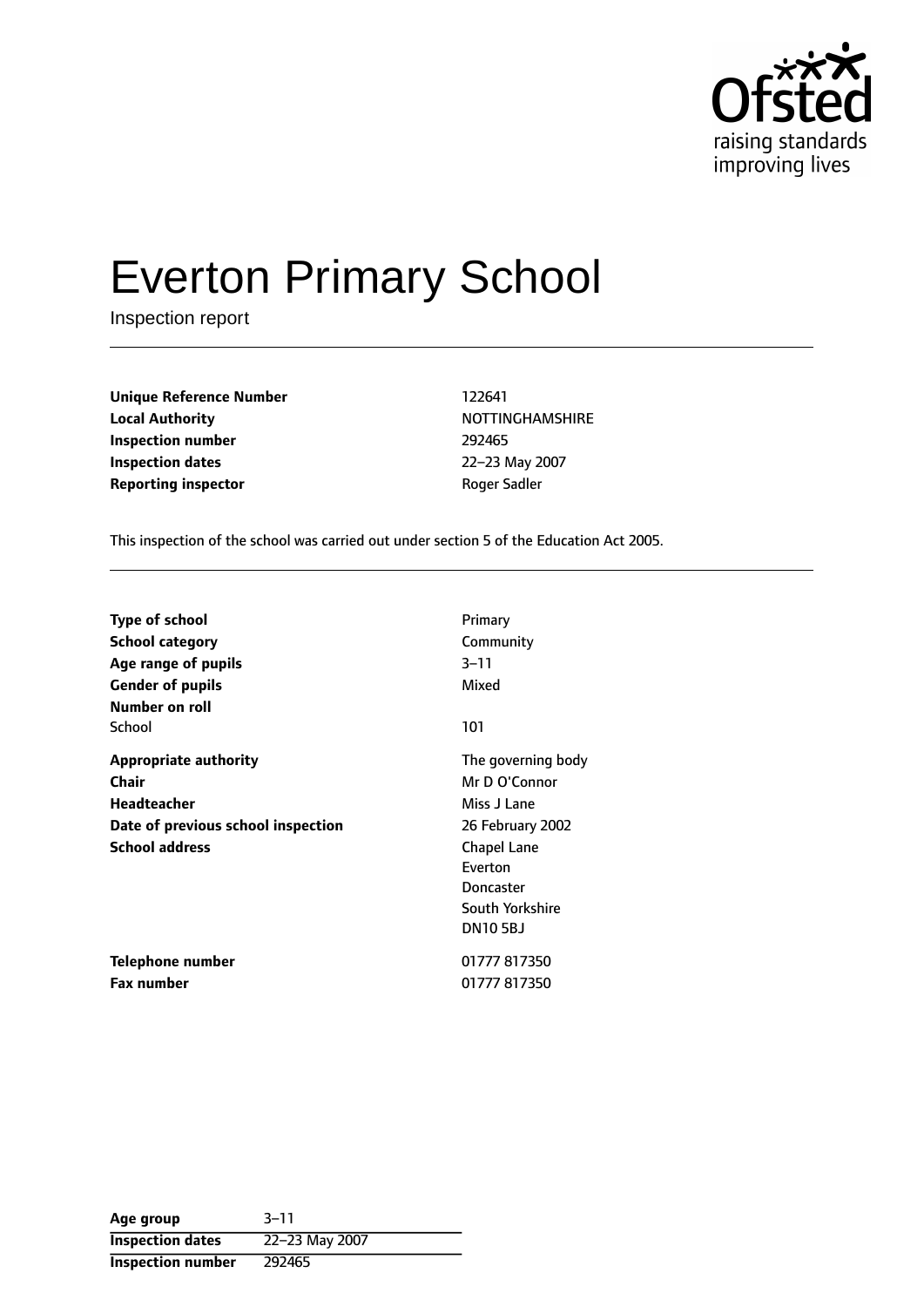# Everton Primary School

Inspection report

| | |
|---|---|
| **Unique Reference Number** | 122641 |
| **Local Authority** | NOTTINGHAMSHIRE |
| **Inspection number** | 292465 |
| **Inspection dates** | 22–23 May 2007 |
| **Reporting inspector** | Roger Sadler |

This inspection of the school was carried out under section 5 of the Education Act 2005.

| | |
|---|---|
| **Type of school** | Primary |
| **School category** | Community |
| **Age range of pupils** | 3–11 |
| **Gender of pupils** | Mixed |
| **Number on roll** | |
| School | 101 |
| **Appropriate authority** | The governing body |
| **Chair** | Mr D O'Connor |
| **Headteacher** | Miss J Lane |
| **Date of previous school inspection** | 26 February 2002 |
| **School address** | Chapel Lane<br>Everton<br>Doncaster<br>South Yorkshire<br>DN10 5BJ |
| **Telephone number** | 01777 817350 |
| **Fax number** | 01777 817350 |

| | |
|---|---|
| **Age group** | 3–11 |
| **Inspection dates** | 22–23 May 2007 |
| **Inspection number** | 292465 |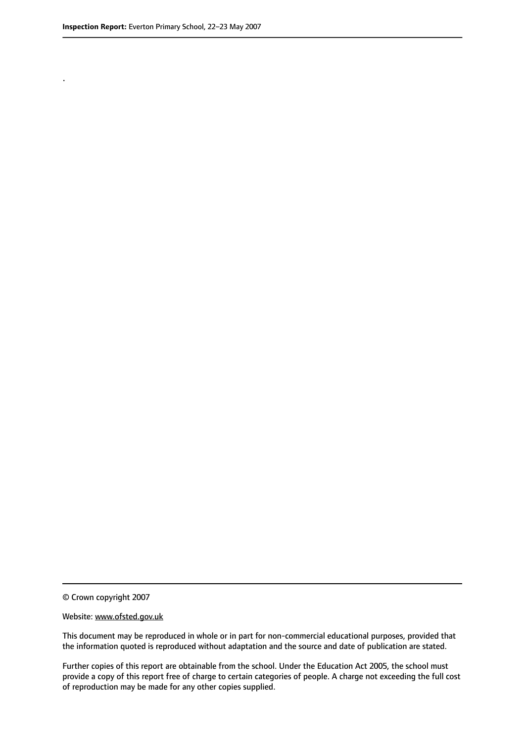.

© Crown copyright 2007

Website: www.ofsted.gov.uk

This document may be reproduced in whole or in part for non-commercial educational purposes, provided that the information quoted is reproduced without adaptation and the source and date of publication are stated.

Further copies of this report are obtainable from the school. Under the Education Act 2005, the school must provide a copy of this report free of charge to certain categories of people. A charge not exceeding the full cost of reproduction may be made for any other copies supplied.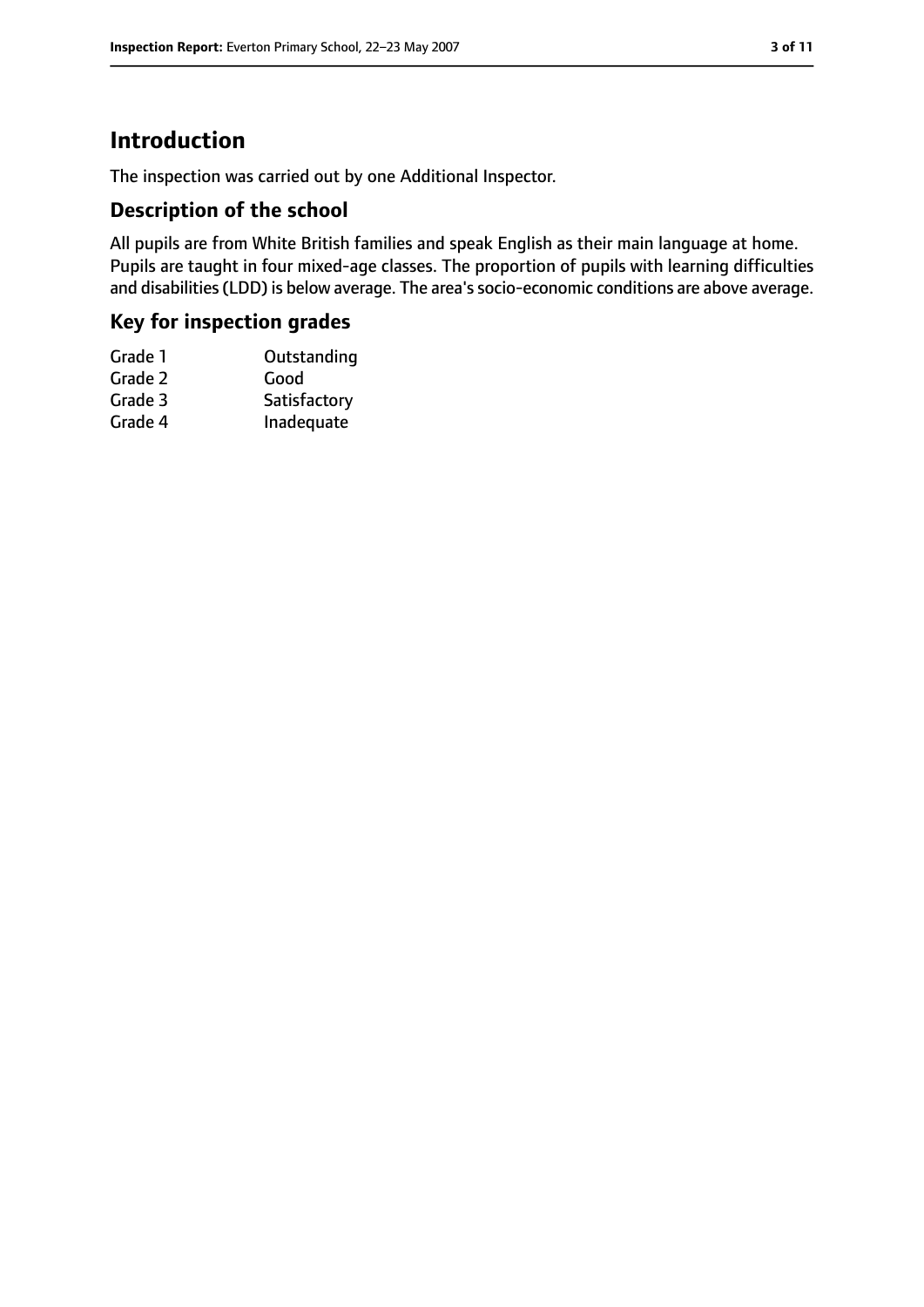# Introduction

The inspection was carried out by one Additional Inspector.

## Description of the school

All pupils are from White British families and speak English as their main language at home. Pupils are taught in four mixed-age classes. The proportion of pupils with learning difficulties and disabilities (LDD) is below average. The area's socio-economic conditions are above average.

## Key for inspection grades

| | |
|---|---|
| Grade 1 | Outstanding |
| Grade 2 | Good |
| Grade 3 | Satisfactory |
| Grade 4 | Inadequate |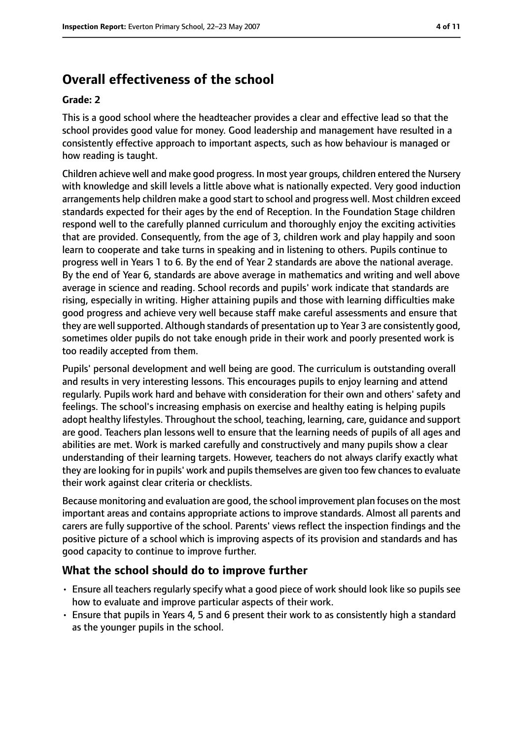# Overall effectiveness of the school

**Grade: 2**

This is a good school where the headteacher provides a clear and effective lead so that the school provides good value for money. Good leadership and management have resulted in a consistently effective approach to important aspects, such as how behaviour is managed or how reading is taught.

Children achieve well and make good progress. In most year groups, children entered the Nursery with knowledge and skill levels a little above what is nationally expected. Very good induction arrangements help children make a good start to school and progress well. Most children exceed standards expected for their ages by the end of Reception. In the Foundation Stage children respond well to the carefully planned curriculum and thoroughly enjoy the exciting activities that are provided. Consequently, from the age of 3, children work and play happily and soon learn to cooperate and take turns in speaking and in listening to others. Pupils continue to progress well in Years 1 to 6. By the end of Year 2 standards are above the national average. By the end of Year 6, standards are above average in mathematics and writing and well above average in science and reading. School records and pupils' work indicate that standards are rising, especially in writing. Higher attaining pupils and those with learning difficulties make good progress and achieve very well because staff make careful assessments and ensure that they are well supported. Although standards of presentation up to Year 3 are consistently good, sometimes older pupils do not take enough pride in their work and poorly presented work is too readily accepted from them.

Pupils' personal development and well being are good. The curriculum is outstanding overall and results in very interesting lessons. This encourages pupils to enjoy learning and attend regularly. Pupils work hard and behave with consideration for their own and others' safety and feelings. The school's increasing emphasis on exercise and healthy eating is helping pupils adopt healthy lifestyles. Throughout the school, teaching, learning, care, guidance and support are good. Teachers plan lessons well to ensure that the learning needs of pupils of all ages and abilities are met. Work is marked carefully and constructively and many pupils show a clear understanding of their learning targets. However, teachers do not always clarify exactly what they are looking for in pupils' work and pupils themselves are given too few chances to evaluate their work against clear criteria or checklists.

Because monitoring and evaluation are good, the school improvement plan focuses on the most important areas and contains appropriate actions to improve standards. Almost all parents and carers are fully supportive of the school. Parents' views reflect the inspection findings and the positive picture of a school which is improving aspects of its provision and standards and has good capacity to continue to improve further.

## What the school should do to improve further

- Ensure all teachers regularly specify what a good piece of work should look like so pupils see how to evaluate and improve particular aspects of their work.
- Ensure that pupils in Years 4, 5 and 6 present their work to as consistently high a standard as the younger pupils in the school.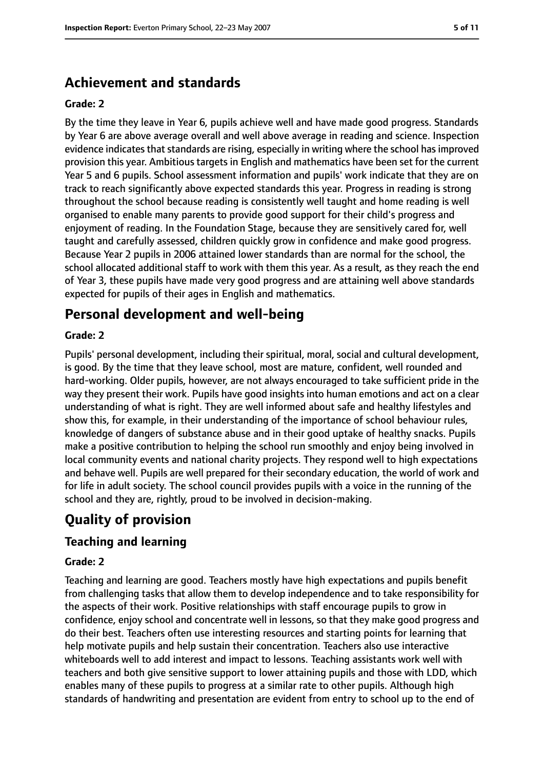## Achievement and standards

### Grade: 2

By the time they leave in Year 6, pupils achieve well and have made good progress. Standards by Year 6 are above average overall and well above average in reading and science. Inspection evidence indicates that standards are rising, especially in writing where the school has improved provision this year. Ambitious targets in English and mathematics have been set for the current Year 5 and 6 pupils. School assessment information and pupils' work indicate that they are on track to reach significantly above expected standards this year. Progress in reading is strong throughout the school because reading is consistently well taught and home reading is well organised to enable many parents to provide good support for their child's progress and enjoyment of reading. In the Foundation Stage, because they are sensitively cared for, well taught and carefully assessed, children quickly grow in confidence and make good progress. Because Year 2 pupils in 2006 attained lower standards than are normal for the school, the school allocated additional staff to work with them this year. As a result, as they reach the end of Year 3, these pupils have made very good progress and are attaining well above standards expected for pupils of their ages in English and mathematics.

## Personal development and well-being

### Grade: 2

Pupils' personal development, including their spiritual, moral, social and cultural development, is good. By the time that they leave school, most are mature, confident, well rounded and hard-working. Older pupils, however, are not always encouraged to take sufficient pride in the way they present their work. Pupils have good insights into human emotions and act on a clear understanding of what is right. They are well informed about safe and healthy lifestyles and show this, for example, in their understanding of the importance of school behaviour rules, knowledge of dangers of substance abuse and in their good uptake of healthy snacks. Pupils make a positive contribution to helping the school run smoothly and enjoy being involved in local community events and national charity projects. They respond well to high expectations and behave well. Pupils are well prepared for their secondary education, the world of work and for life in adult society. The school council provides pupils with a voice in the running of the school and they are, rightly, proud to be involved in decision-making.

# Quality of provision

## Teaching and learning

### Grade: 2

Teaching and learning are good. Teachers mostly have high expectations and pupils benefit from challenging tasks that allow them to develop independence and to take responsibility for the aspects of their work. Positive relationships with staff encourage pupils to grow in confidence, enjoy school and concentrate well in lessons, so that they make good progress and do their best. Teachers often use interesting resources and starting points for learning that help motivate pupils and help sustain their concentration. Teachers also use interactive whiteboards well to add interest and impact to lessons. Teaching assistants work well with teachers and both give sensitive support to lower attaining pupils and those with LDD, which enables many of these pupils to progress at a similar rate to other pupils. Although high standards of handwriting and presentation are evident from entry to school up to the end of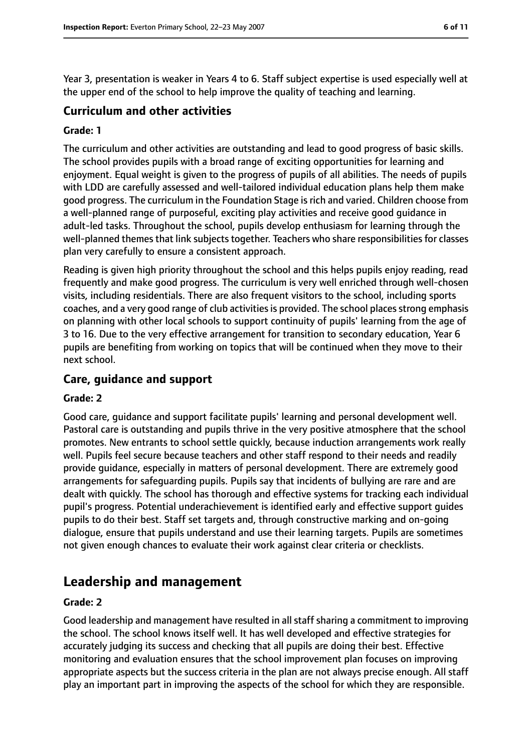Year 3, presentation is weaker in Years 4 to 6. Staff subject expertise is used especially well at the upper end of the school to help improve the quality of teaching and learning.

### Curriculum and other activities

#### Grade: 1

The curriculum and other activities are outstanding and lead to good progress of basic skills. The school provides pupils with a broad range of exciting opportunities for learning and enjoyment. Equal weight is given to the progress of pupils of all abilities. The needs of pupils with LDD are carefully assessed and well-tailored individual education plans help them make good progress. The curriculum in the Foundation Stage is rich and varied. Children choose from a well-planned range of purposeful, exciting play activities and receive good guidance in adult-led tasks. Throughout the school, pupils develop enthusiasm for learning through the well-planned themes that link subjects together. Teachers who share responsibilities for classes plan very carefully to ensure a consistent approach.

Reading is given high priority throughout the school and this helps pupils enjoy reading, read frequently and make good progress. The curriculum is very well enriched through well-chosen visits, including residentials. There are also frequent visitors to the school, including sports coaches, and a very good range of club activities is provided. The school places strong emphasis on planning with other local schools to support continuity of pupils' learning from the age of 3 to 16. Due to the very effective arrangement for transition to secondary education, Year 6 pupils are benefiting from working on topics that will be continued when they move to their next school.

### Care, guidance and support

#### Grade: 2

Good care, guidance and support facilitate pupils' learning and personal development well. Pastoral care is outstanding and pupils thrive in the very positive atmosphere that the school promotes. New entrants to school settle quickly, because induction arrangements work really well. Pupils feel secure because teachers and other staff respond to their needs and readily provide guidance, especially in matters of personal development. There are extremely good arrangements for safeguarding pupils. Pupils say that incidents of bullying are rare and are dealt with quickly. The school has thorough and effective systems for tracking each individual pupil's progress. Potential underachievement is identified early and effective support guides pupils to do their best. Staff set targets and, through constructive marking and on-going dialogue, ensure that pupils understand and use their learning targets. Pupils are sometimes not given enough chances to evaluate their work against clear criteria or checklists.

## Leadership and management

#### Grade: 2

Good leadership and management have resulted in all staff sharing a commitment to improving the school. The school knows itself well. It has well developed and effective strategies for accurately judging its success and checking that all pupils are doing their best. Effective monitoring and evaluation ensures that the school improvement plan focuses on improving appropriate aspects but the success criteria in the plan are not always precise enough. All staff play an important part in improving the aspects of the school for which they are responsible.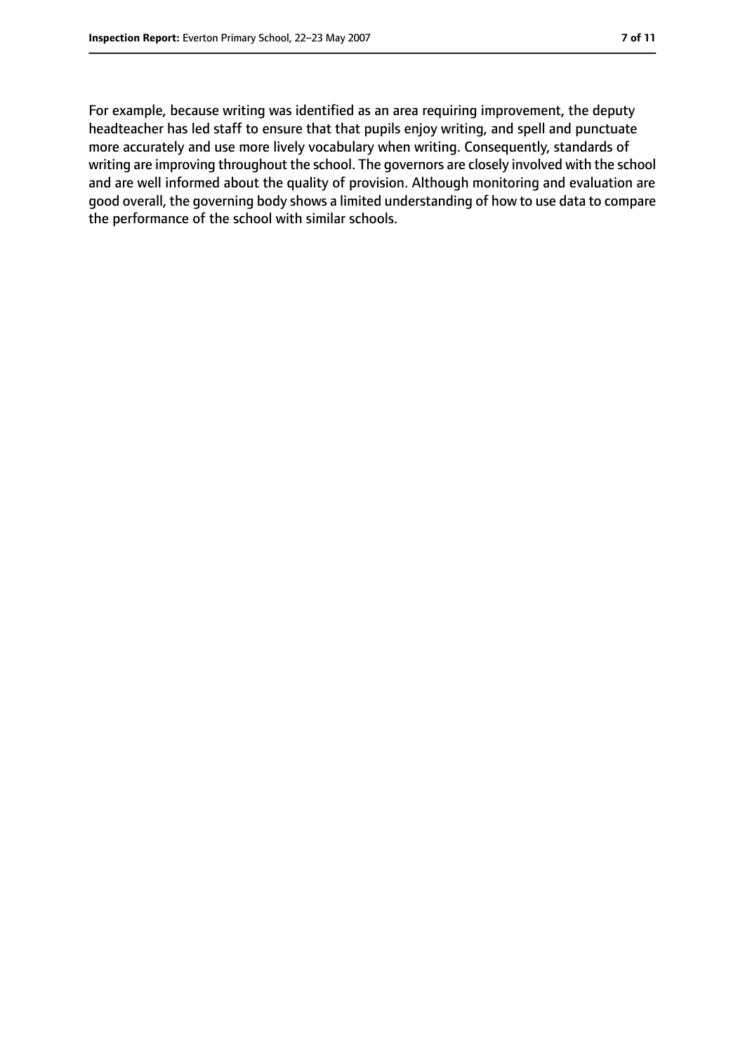For example, because writing was identified as an area requiring improvement, the deputy headteacher has led staff to ensure that that pupils enjoy writing, and spell and punctuate more accurately and use more lively vocabulary when writing. Consequently, standards of writing are improving throughout the school. The governors are closely involved with the school and are well informed about the quality of provision. Although monitoring and evaluation are good overall, the governing body shows a limited understanding of how to use data to compare the performance of the school with similar schools.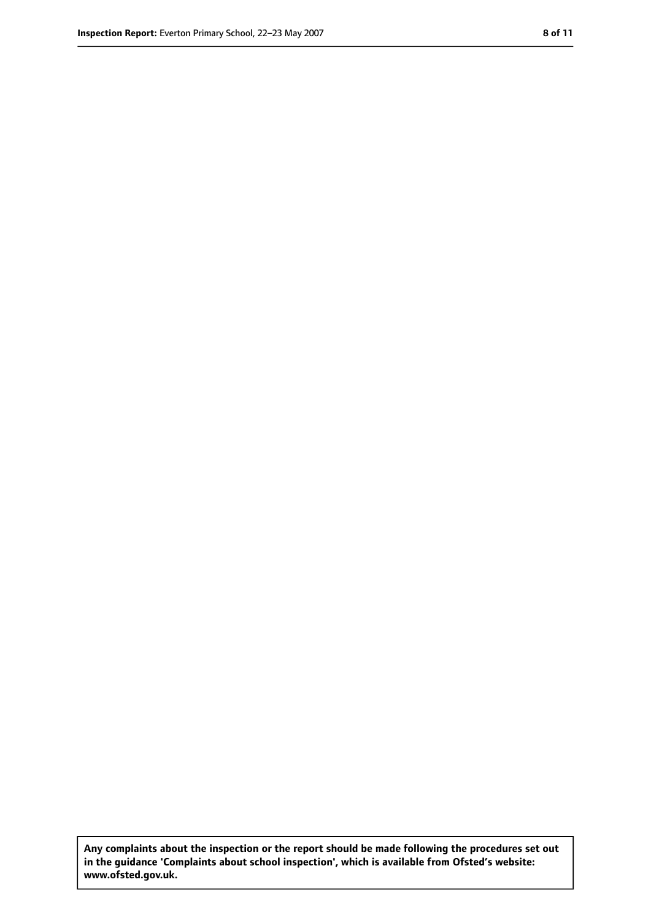**Any complaints about the inspection or the report should be made following the procedures set out in the guidance 'Complaints about school inspection', which is available from Ofsted's website: www.ofsted.gov.uk.**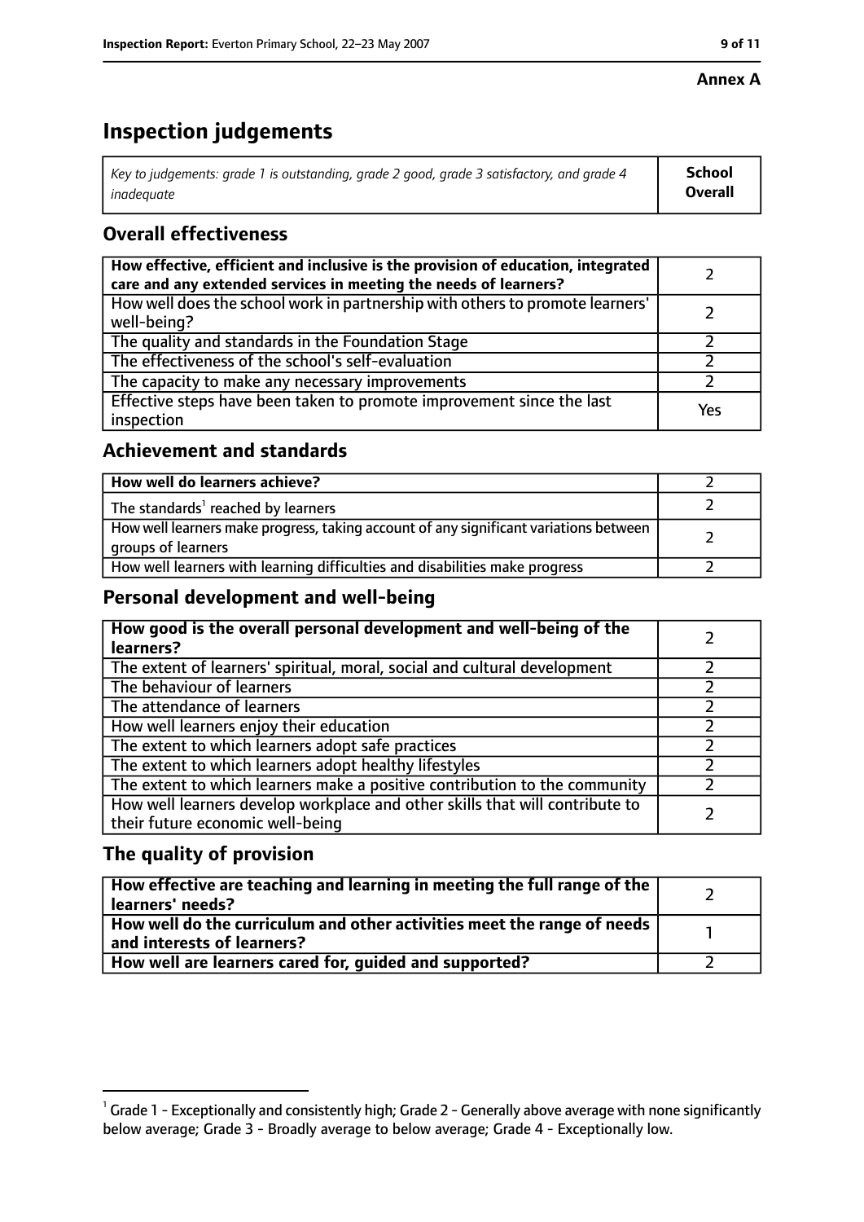**Annex A**

# Inspection judgements

| *Key to judgements: grade 1 is outstanding, grade 2 good, grade 3 satisfactory, and grade 4 inadequate* | **School Overall** |
|---|---|

## Overall effectiveness

| | |
|---|---|
| **How effective, efficient and inclusive is the provision of education, integrated care and any extended services in meeting the needs of learners?** | 2 |
| How well does the school work in partnership with others to promote learners' well-being? | 2 |
| The quality and standards in the Foundation Stage | 2 |
| The effectiveness of the school's self-evaluation | 2 |
| The capacity to make any necessary improvements | 2 |
| Effective steps have been taken to promote improvement since the last inspection | Yes |

## Achievement and standards

| | |
|---|---|
| **How well do learners achieve?** | 2 |
| The standards[1] reached by learners | 2 |
| How well learners make progress, taking account of any significant variations between groups of learners | 2 |
| How well learners with learning difficulties and disabilities make progress | 2 |

## Personal development and well-being

| | |
|---|---|
| **How good is the overall personal development and well-being of the learners?** | 2 |
| The extent of learners' spiritual, moral, social and cultural development | 2 |
| The behaviour of learners | 2 |
| The attendance of learners | 2 |
| How well learners enjoy their education | 2 |
| The extent to which learners adopt safe practices | 2 |
| The extent to which learners adopt healthy lifestyles | 2 |
| The extent to which learners make a positive contribution to the community | 2 |
| How well learners develop workplace and other skills that will contribute to their future economic well-being | 2 |

## The quality of provision

| | |
|---|---|
| **How effective are teaching and learning in meeting the full range of the learners' needs?** | 2 |
| **How well do the curriculum and other activities meet the range of needs and interests of learners?** | 1 |
| **How well are learners cared for, guided and supported?** | 2 |

[1] Grade 1 - Exceptionally and consistently high; Grade 2 - Generally above average with none significantly below average; Grade 3 - Broadly average to below average; Grade 4 - Exceptionally low.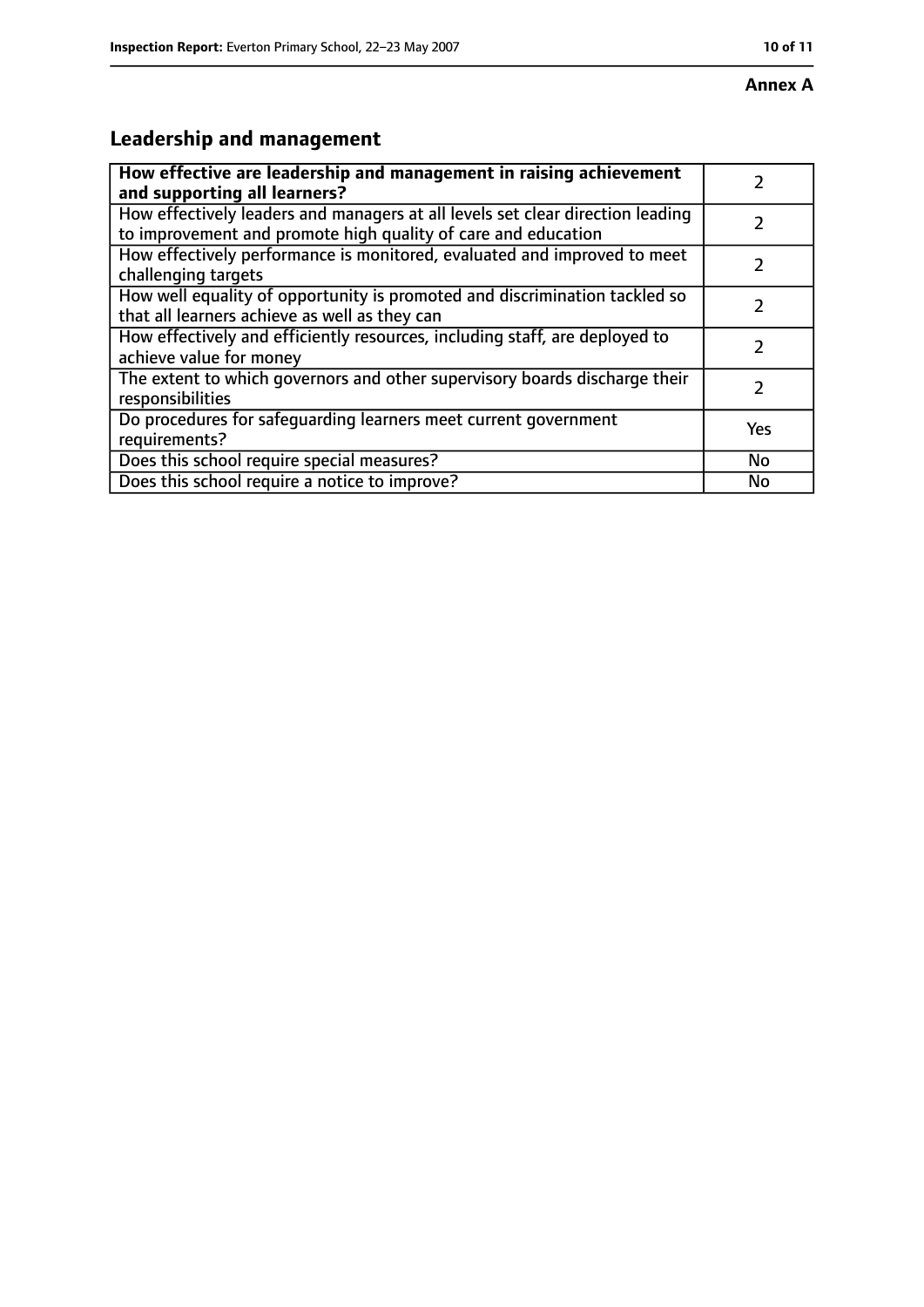**Annex A**

## Leadership and management

| **How effective are leadership and management in raising achievement and supporting all learners?** | 2 |
|---|---|
| How effectively leaders and managers at all levels set clear direction leading to improvement and promote high quality of care and education | 2 |
| How effectively performance is monitored, evaluated and improved to meet challenging targets | 2 |
| How well equality of opportunity is promoted and discrimination tackled so that all learners achieve as well as they can | 2 |
| How effectively and efficiently resources, including staff, are deployed to achieve value for money | 2 |
| The extent to which governors and other supervisory boards discharge their responsibilities | 2 |
| Do procedures for safeguarding learners meet current government requirements? | Yes |
| Does this school require special measures? | No |
| Does this school require a notice to improve? | No |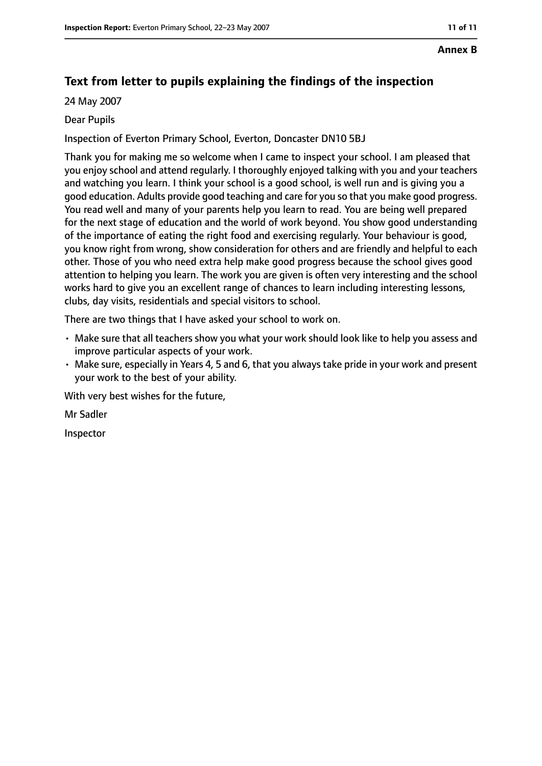**Annex B**

## Text from letter to pupils explaining the findings of the inspection

24 May 2007

Dear Pupils

Inspection of Everton Primary School, Everton, Doncaster DN10 5BJ

Thank you for making me so welcome when I came to inspect your school. I am pleased that you enjoy school and attend regularly. I thoroughly enjoyed talking with you and your teachers and watching you learn. I think your school is a good school, is well run and is giving you a good education. Adults provide good teaching and care for you so that you make good progress. You read well and many of your parents help you learn to read. You are being well prepared for the next stage of education and the world of work beyond. You show good understanding of the importance of eating the right food and exercising regularly. Your behaviour is good, you know right from wrong, show consideration for others and are friendly and helpful to each other. Those of you who need extra help make good progress because the school gives good attention to helping you learn. The work you are given is often very interesting and the school works hard to give you an excellent range of chances to learn including interesting lessons, clubs, day visits, residentials and special visitors to school.

There are two things that I have asked your school to work on.

- Make sure that all teachers show you what your work should look like to help you assess and improve particular aspects of your work.
- Make sure, especially in Years 4, 5 and 6, that you always take pride in your work and present your work to the best of your ability.

With very best wishes for the future,

Mr Sadler

Inspector